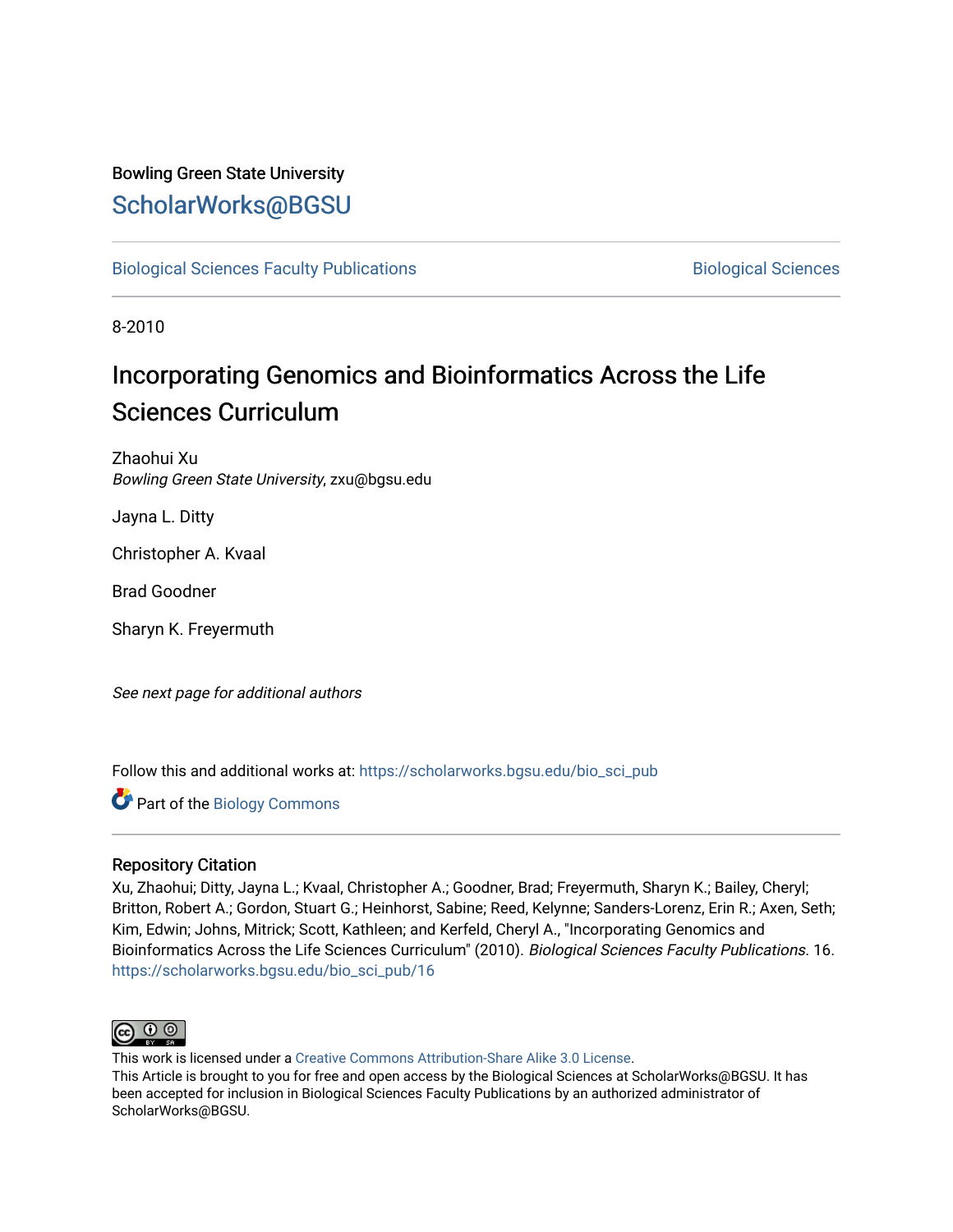Bowling Green State University

# ScholarWorks@BGSU

Biological Sciences Faculty Publications

Biological Sciences

8-2010

# Incorporating Genomics and Bioinformatics Across the Life Sciences Curriculum

Zhaohui Xu
*Bowling Green State University*, zxu@bgsu.edu

Jayna L. Ditty

Christopher A. Kvaal

Brad Goodner

Sharyn K. Freyermuth

*See next page for additional authors*

Follow this and additional works at: https://scholarworks.bgsu.edu/bio_sci_pub

Part of the Biology Commons

## Repository Citation

Xu, Zhaohui; Ditty, Jayna L.; Kvaal, Christopher A.; Goodner, Brad; Freyermuth, Sharyn K.; Bailey, Cheryl; Britton, Robert A.; Gordon, Stuart G.; Heinhorst, Sabine; Reed, Kelynne; Sanders-Lorenz, Erin R.; Axen, Seth; Kim, Edwin; Johns, Mitrick; Scott, Kathleen; and Kerfeld, Cheryl A., "Incorporating Genomics and Bioinformatics Across the Life Sciences Curriculum" (2010). *Biological Sciences Faculty Publications*. 16.
https://scholarworks.bgsu.edu/bio_sci_pub/16

This work is licensed under a Creative Commons Attribution-Share Alike 3.0 License.
This Article is brought to you for free and open access by the Biological Sciences at ScholarWorks@BGSU. It has been accepted for inclusion in Biological Sciences Faculty Publications by an authorized administrator of ScholarWorks@BGSU.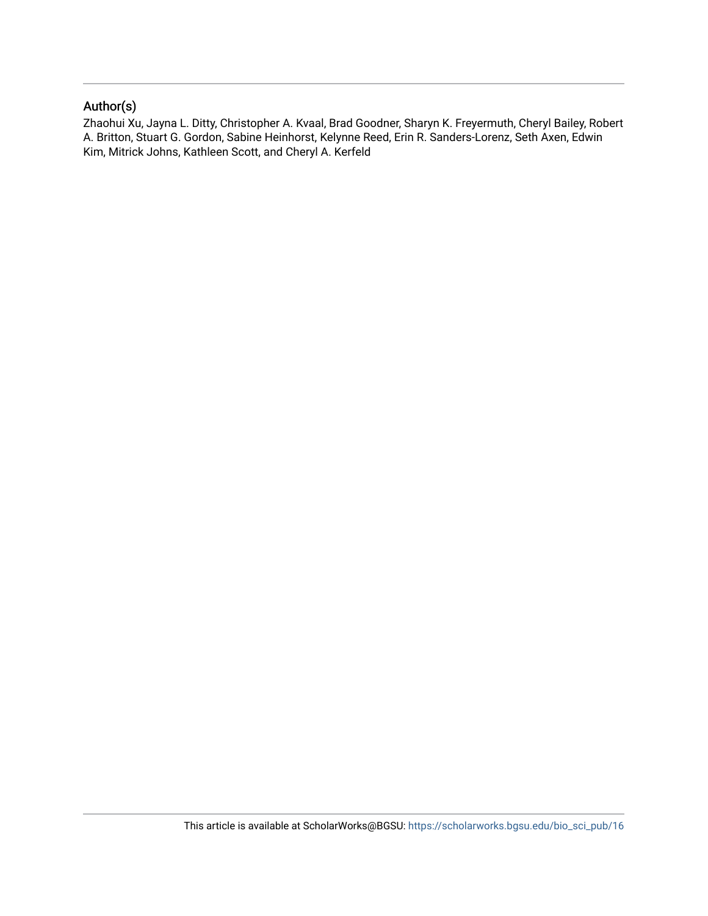## Author(s)

Zhaohui Xu, Jayna L. Ditty, Christopher A. Kvaal, Brad Goodner, Sharyn K. Freyermuth, Cheryl Bailey, Robert A. Britton, Stuart G. Gordon, Sabine Heinhorst, Kelynne Reed, Erin R. Sanders-Lorenz, Seth Axen, Edwin Kim, Mitrick Johns, Kathleen Scott, and Cheryl A. Kerfeld

This article is available at ScholarWorks@BGSU: https://scholarworks.bgsu.edu/bio_sci_pub/16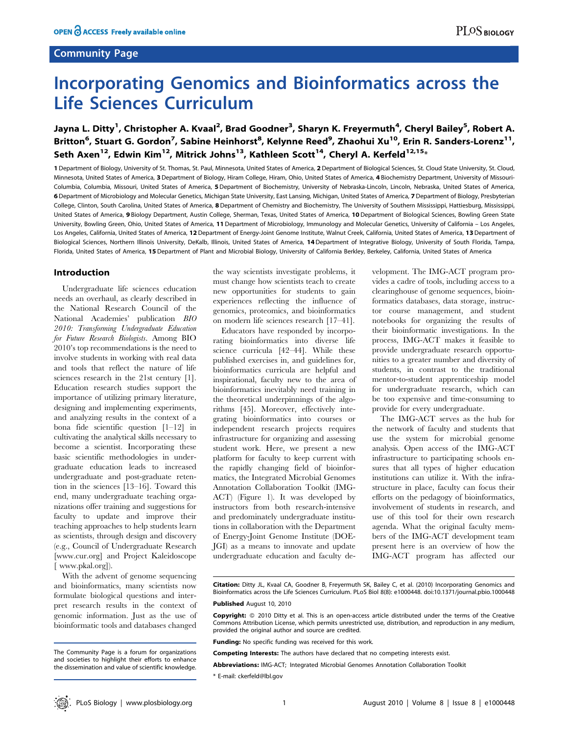# Incorporating Genomics and Bioinformatics across the Life Sciences Curriculum

**Jayna L. Ditty[1], Christopher A. Kvaal[2], Brad Goodner[3], Sharyn K. Freyermuth[4], Cheryl Bailey[5], Robert A. Britton[6], Stuart G. Gordon[7], Sabine Heinhorst[8], Kelynne Reed[9], Zhaohui Xu[10], Erin R. Sanders-Lorenz[11], Seth Axen[12], Edwin Kim[12], Mitrick Johns[13], Kathleen Scott[14], Cheryl A. Kerfeld[12,15]***

**1** Department of Biology, University of St. Thomas, St. Paul, Minnesota, United States of America, **2** Department of Biological Sciences, St. Cloud State University, St. Cloud, Minnesota, United States of America, **3** Department of Biology, Hiram College, Hiram, Ohio, United States of America, **4** Biochemistry Department, University of Missouri-Columbia, Columbia, Missouri, United States of America, **5** Department of Biochemistry, University of Nebraska-Lincoln, Lincoln, Nebraska, United States of America, **6** Department of Microbiology and Molecular Genetics, Michigan State University, East Lansing, Michigan, United States of America, **7** Department of Biology, Presbyterian College, Clinton, South Carolina, United States of America, **8** Department of Chemistry and Biochemistry, The University of Southern Mississippi, Hattiesburg, Mississippi, United States of America, **9** Biology Department, Austin College, Sherman, Texas, United States of America, **10** Department of Biological Sciences, Bowling Green State University, Bowling Green, Ohio, United States of America, **11** Department of Microbiology, Immunology and Molecular Genetics, University of California – Los Angeles, Los Angeles, California, United States of America, **12** Department of Energy-Joint Genome Institute, Walnut Creek, California, United States of America, **13** Department of Biological Sciences, Northern Illinois University, DeKalb, Illinois, United States of America, **14** Department of Integrative Biology, University of South Florida, Tampa, Florida, United States of America, **15** Department of Plant and Microbial Biology, University of California Berkley, Berkeley, California, United States of America

## Introduction

Undergraduate life sciences education needs an overhaul, as clearly described in the National Research Council of the National Academies' publication *BIO 2010: Transforming Undergraduate Education for Future Research Biologists*. Among BIO 2010's top recommendations is the need to involve students in working with real data and tools that reflect the nature of life sciences research in the 21st century [1]. Education research studies support the importance of utilizing primary literature, designing and implementing experiments, and analyzing results in the context of a bona fide scientific question [1–12] in cultivating the analytical skills necessary to become a scientist. Incorporating these basic scientific methodologies in undergraduate education leads to increased undergraduate and post-graduate retention in the sciences [13–16]. Toward this end, many undergraduate teaching organizations offer training and suggestions for faculty to update and improve their teaching approaches to help students learn as scientists, through design and discovery (e.g., Council of Undergraduate Research [www.cur.org] and Project Kaleidoscope [ www.pkal.org]).

With the advent of genome sequencing and bioinformatics, many scientists now formulate biological questions and interpret research results in the context of genomic information. Just as the use of bioinformatic tools and databases changed the way scientists investigate problems, it must change how scientists teach to create new opportunities for students to gain experiences reflecting the influence of genomics, proteomics, and bioinformatics on modern life sciences research [17–41].

Educators have responded by incorporating bioinformatics into diverse life science curricula [42–44]. While these published exercises in, and guidelines for, bioinformatics curricula are helpful and inspirational, faculty new to the area of bioinformatics inevitably need training in the theoretical underpinnings of the algorithms [45]. Moreover, effectively integrating bioinformatics into courses or independent research projects requires infrastructure for organizing and assessing student work. Here, we present a new platform for faculty to keep current with the rapidly changing field of bioinformatics, the Integrated Microbial Genomes Annotation Collaboration Toolkit (IMG-ACT) (Figure 1). It was developed by instructors from both research-intensive and predominately undergraduate institutions in collaboration with the Department of Energy-Joint Genome Institute (DOE-JGI) as a means to innovate and update undergraduate education and faculty development. The IMG-ACT program provides a cadre of tools, including access to a clearinghouse of genome sequences, bioinformatics databases, data storage, instructor course management, and student notebooks for organizing the results of their bioinformatic investigations. In the process, IMG-ACT makes it feasible to provide undergraduate research opportunities to a greater number and diversity of students, in contrast to the traditional mentor-to-student apprenticeship model for undergraduate research, which can be too expensive and time-consuming to provide for every undergraduate.

The IMG-ACT serves as the hub for the network of faculty and students that use the system for microbial genome analysis. Open access of the IMG-ACT infrastructure to participating schools ensures that all types of higher education institutions can utilize it. With the infrastructure in place, faculty can focus their efforts on the pedagogy of bioinformatics, involvement of students in research, and use of this tool for their own research agenda. What the original faculty members of the IMG-ACT development team present here is an overview of how the IMG-ACT program has affected our

The Community Page is a forum for organizations and societies to highlight their efforts to enhance the dissemination and value of scientific knowledge.

**Citation:** Ditty JL, Kvaal CA, Goodner B, Freyermuth SK, Bailey C, et al. (2010) Incorporating Genomics and Bioinformatics across the Life Sciences Curriculum. PLoS Biol 8(8): e1000448. doi:10.1371/journal.pbio.1000448

**Published** August 10, 2010

**Copyright:** © 2010 Ditty et al. This is an open-access article distributed under the terms of the Creative Commons Attribution License, which permits unrestricted use, distribution, and reproduction in any medium, provided the original author and source are credited.

**Funding:** No specific funding was received for this work.

**Competing Interests:** The authors have declared that no competing interests exist.

**Abbreviations:** IMG-ACT; Integrated Microbial Genomes Annotation Collaboration Toolkit

* E-mail: ckerfeld@lbl.gov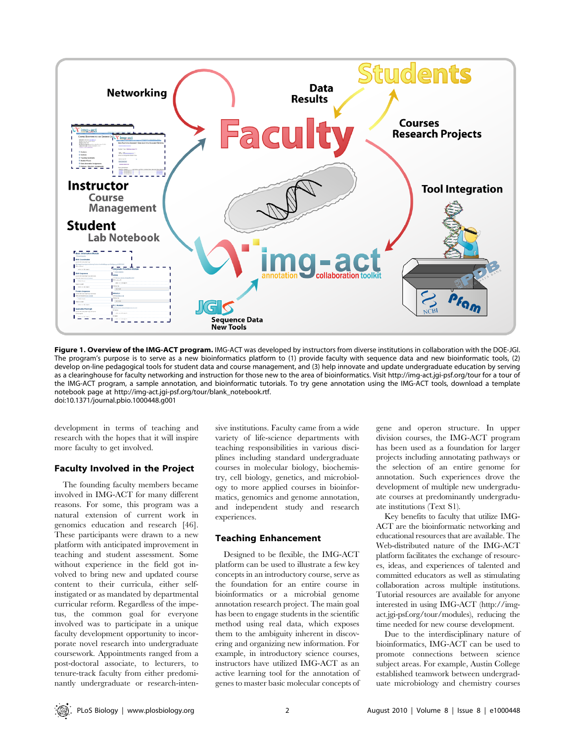**Figure 1. Overview of the IMG-ACT program.** IMG-ACT was developed by instructors from diverse institutions in collaboration with the DOE-JGI. The program's purpose is to serve as a new bioinformatics platform to (1) provide faculty with sequence data and new bioinformatic tools, (2) develop on-line pedagogical tools for student data and course management, and (3) help innovate and update undergraduate education by serving as a clearinghouse for faculty networking and instruction for those new to the area of bioinformatics. Visit http://img-act.jgi-psf.org/tour for a tour of the IMG-ACT program, a sample annotation, and bioinformatic tutorials. To try gene annotation using the IMG-ACT tools, download a template notebook page at http://img-act.jgi-psf.org/tour/blank_notebook.rtf.
doi:10.1371/journal.pbio.1000448.g001

development in terms of teaching and research with the hopes that it will inspire more faculty to get involved.

## Faculty Involved in the Project

The founding faculty members became involved in IMG-ACT for many different reasons. For some, this program was a natural extension of current work in genomics education and research [46]. These participants were drawn to a new platform with anticipated improvement in teaching and student assessment. Some without experience in the field got involved to bring new and updated course content to their curricula, either self-instigated or as mandated by departmental curricular reform. Regardless of the impetus, the common goal for everyone involved was to participate in a unique faculty development opportunity to incorporate novel research into undergraduate coursework. Appointments ranged from a post-doctoral associate, to lecturers, to tenure-track faculty from either predominantly undergraduate or research-intensive institutions. Faculty came from a wide variety of life-science departments with teaching responsibilities in various disciplines including standard undergraduate courses in molecular biology, biochemistry, cell biology, genetics, and microbiology to more applied courses in bioinformatics, genomics and genome annotation, and independent study and research experiences.

## Teaching Enhancement

Designed to be flexible, the IMG-ACT platform can be used to illustrate a few key concepts in an introductory course, serve as the foundation for an entire course in bioinformatics or a microbial genome annotation research project. The main goal has been to engage students in the scientific method using real data, which exposes them to the ambiguity inherent in discovering and organizing new information. For example, in introductory science courses, instructors have utilized IMG-ACT as an active learning tool for the annotation of genes to master basic molecular concepts of gene and operon structure. In upper division courses, the IMG-ACT program has been used as a foundation for larger projects including annotating pathways or the selection of an entire genome for annotation. Such experiences drove the development of multiple new undergraduate courses at predominantly undergraduate institutions (Text S1).

Key benefits to faculty that utilize IMG-ACT are the bioinformatic networking and educational resources that are available. The Web-distributed nature of the IMG-ACT platform facilitates the exchange of resources, ideas, and experiences of talented and committed educators as well as stimulating collaboration across multiple institutions. Tutorial resources are available for anyone interested in using IMG-ACT (http://img-act.jgi-psf.org/tour/modules), reducing the time needed for new course development.

Due to the interdisciplinary nature of bioinformatics, IMG-ACT can be used to promote connections between science subject areas. For example, Austin College established teamwork between undergraduate microbiology and chemistry courses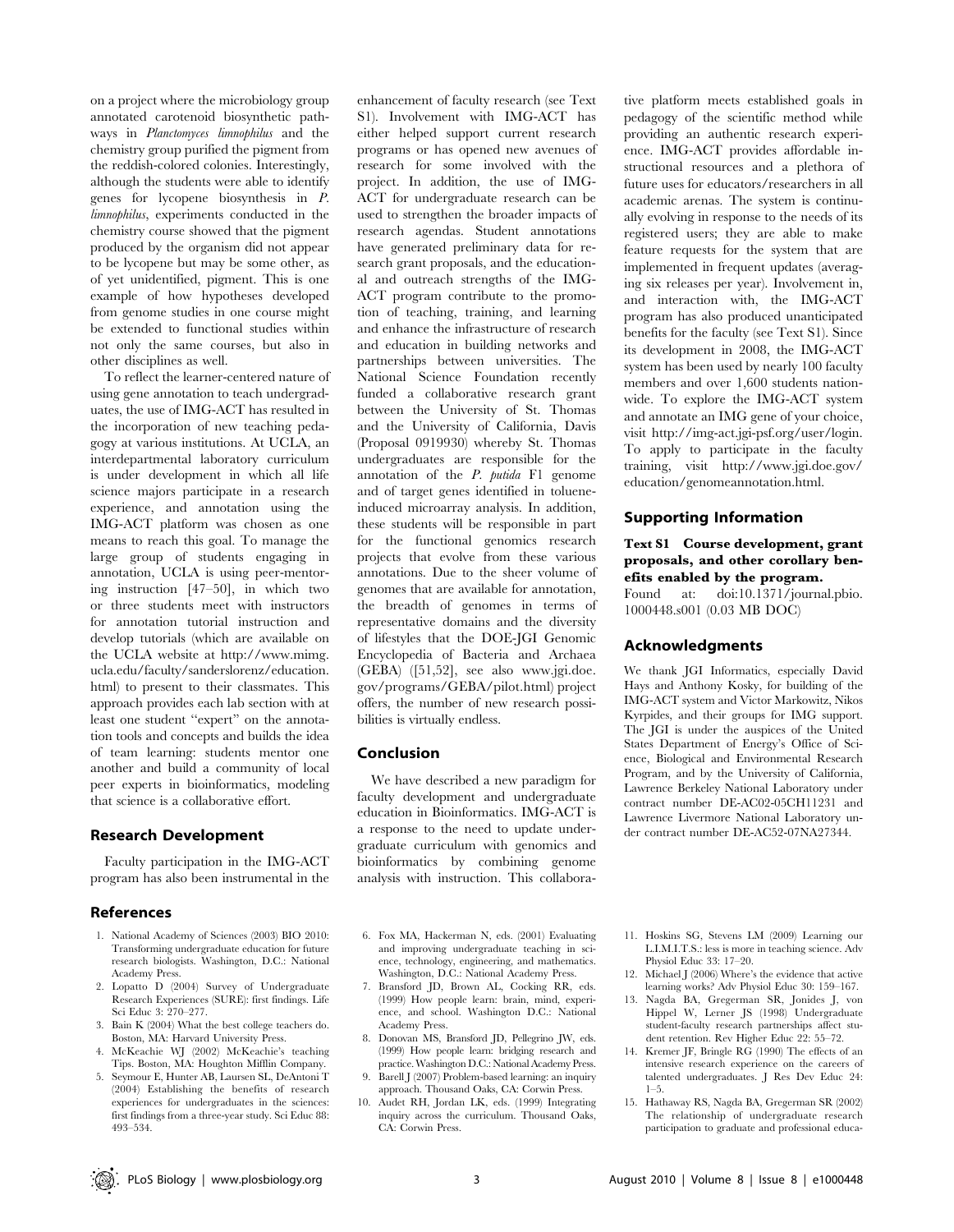on a project where the microbiology group annotated carotenoid biosynthetic pathways in *Planctomyces limnophilus* and the chemistry group purified the pigment from the reddish-colored colonies. Interestingly, although the students were able to identify genes for lycopene biosynthesis in *P. limnophilus*, experiments conducted in the chemistry course showed that the pigment produced by the organism did not appear to be lycopene but may be some other, as of yet unidentified, pigment. This is one example of how hypotheses developed from genome studies in one course might be extended to functional studies within not only the same courses, but also in other disciplines as well.

To reflect the learner-centered nature of using gene annotation to teach undergraduates, the use of IMG-ACT has resulted in the incorporation of new teaching pedagogy at various institutions. At UCLA, an interdepartmental laboratory curriculum is under development in which all life science majors participate in a research experience, and annotation using the IMG-ACT platform was chosen as one means to reach this goal. To manage the large group of students engaging in annotation, UCLA is using peer-mentoring instruction [47–50], in which two or three students meet with instructors for annotation tutorial instruction and develop tutorials (which are available on the UCLA website at http://www.mimg.ucla.edu/faculty/sanderslorenz/education.html) to present to their classmates. This approach provides each lab section with at least one student "expert" on the annotation tools and concepts and builds the idea of team learning: students mentor one another and build a community of local peer experts in bioinformatics, modeling that science is a collaborative effort.

## Research Development

Faculty participation in the IMG-ACT program has also been instrumental in the enhancement of faculty research (see Text S1). Involvement with IMG-ACT has either helped support current research programs or has opened new avenues of research for some involved with the project. In addition, the use of IMG-ACT for undergraduate research can be used to strengthen the broader impacts of research agendas. Student annotations have generated preliminary data for research grant proposals, and the educational and outreach strengths of the IMG-ACT program contribute to the promotion of teaching, training, and learning and enhance the infrastructure of research and education in building networks and partnerships between universities. The National Science Foundation recently funded a collaborative research grant between the University of St. Thomas and the University of California, Davis (Proposal 0919930) whereby St. Thomas undergraduates are responsible for the annotation of the *P. putida* F1 genome and of target genes identified in toluene-induced microarray analysis. In addition, these students will be responsible in part for the functional genomics research projects that evolve from these various annotations. Due to the sheer volume of genomes that are available for annotation, the breadth of genomes in terms of representative domains and the diversity of lifestyles that the DOE-JGI Genomic Encyclopedia of Bacteria and Archaea (GEBA) ([51,52], see also www.jgi.doe.gov/programs/GEBA/pilot.html) project offers, the number of new research possibilities is virtually endless.

## Conclusion

We have described a new paradigm for faculty development and undergraduate education in Bioinformatics. IMG-ACT is a response to the need to update undergraduate curriculum with genomics and bioinformatics by combining genome analysis with instruction. This collaborative platform meets established goals in pedagogy of the scientific method while providing an authentic research experience. IMG-ACT provides affordable instructional resources and a plethora of future uses for educators/researchers in all academic arenas. The system is continually evolving in response to the needs of its registered users; they are able to make feature requests for the system that are implemented in frequent updates (averaging six releases per year). Involvement in, and interaction with, the IMG-ACT program has also produced unanticipated benefits for the faculty (see Text S1). Since its development in 2008, the IMG-ACT system has been used by nearly 100 faculty members and over 1,600 students nationwide. To explore the IMG-ACT system and annotate an IMG gene of your choice, visit http://img-act.jgi-psf.org/user/login. To apply to participate in the faculty training, visit http://www.jgi.doe.gov/education/genomeannotation.html.

## Supporting Information

**Text S1 Course development, grant proposals, and other corollary benefits enabled by the program.**
Found at: doi:10.1371/journal.pbio.1000448.s001 (0.03 MB DOC)

## Acknowledgments

We thank JGI Informatics, especially David Hays and Anthony Kosky, for building of the IMG-ACT system and Victor Markowitz, Nikos Kyrpides, and their groups for IMG support. The JGI is under the auspices of the United States Department of Energy's Office of Science, Biological and Environmental Research Program, and by the University of California, Lawrence Berkeley National Laboratory under contract number DE-AC02-05CH11231 and Lawrence Livermore National Laboratory under contract number DE-AC52-07NA27344.

## References

1. National Academy of Sciences (2003) BIO 2010: Transforming undergraduate education for future research biologists. Washington, D.C.: National Academy Press.
2. Lopatto D (2004) Survey of Undergraduate Research Experiences (SURE): first findings. Life Sci Educ 3: 270–277.
3. Bain K (2004) What the best college teachers do. Boston, MA: Harvard University Press.
4. McKeachie WJ (2002) McKeachie's teaching Tips. Boston, MA: Houghton Mifflin Company.
5. Seymour E, Hunter AB, Laursen SL, DeAntoni T (2004) Establishing the benefits of research experiences for undergraduates in the sciences: first findings from a three-year study. Sci Educ 88: 493–534.
6. Fox MA, Hackerman N, eds. (2001) Evaluating and improving undergraduate teaching in science, technology, engineering, and mathematics. Washington, D.C.: National Academy Press.
7. Bransford JD, Brown AL, Cocking RR, eds. (1999) How people learn: brain, mind, experience, and school. Washington D.C.: National Academy Press.
8. Donovan MS, Bransford JD, Pellegrino JW, eds. (1999) How people learn: bridging research and practice. Washington D.C.: National Academy Press.
9. Barell J (2007) Problem-based learning: an inquiry approach. Thousand Oaks, CA: Corwin Press.
10. Audet RH, Jordan LK, eds. (1999) Integrating inquiry across the curriculum. Thousand Oaks, CA: Corwin Press.
11. Hoskins SG, Stevens LM (2009) Learning our L.I.M.I.T.S.: less is more in teaching science. Adv Physiol Educ 33: 17–20.
12. Michael J (2006) Where's the evidence that active learning works? Adv Physiol Educ 30: 159–167.
13. Nagda BA, Gregerman SR, Jonides J, von Hippel W, Lerner JS (1998) Undergraduate student-faculty research partnerships affect student retention. Rev Higher Educ 22: 55–72.
14. Kremer JF, Bringle RG (1990) The effects of an intensive research experience on the careers of talented undergraduates. J Res Dev Educ 24: 1–5.
15. Hathaway RS, Nagda BA, Gregerman SR (2002) The relationship of undergraduate research participation to graduate and professional educa-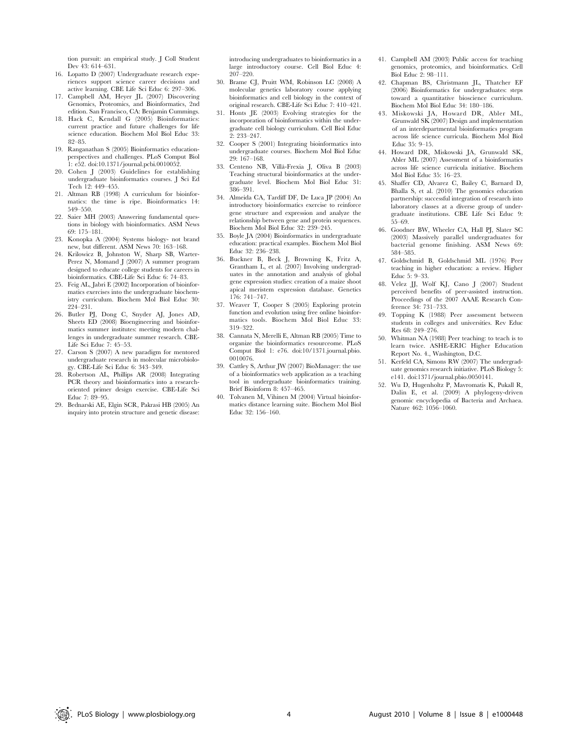tion pursuit: an empirical study. J Coll Student Dev 43: 614–631.

16. Lopatto D (2007) Undergraduate research experiences support science career decisions and active learning. CBE Life Sci Educ 6: 297–306.
17. Campbell AM, Heyer JL (2007) Discovering Genomics, Proteomics, and Bioinformatics, 2nd edition. San Francisco, CA: Benjamin Cummings.
18. Hack C, Kendall G (2005) Bioinformatics: current practice and future challenges for life science education. Biochem Mol Biol Educ 33: 82–85.
19. Ranganathan S (2005) Bioinformatics education-perspectives and challenges. PLoS Comput Biol 1: e52. doi:10.1371/journal.pcbi.0010052.
20. Cohen J (2003) Guidelines for establishing undergraduate bioinformatics courses. J Sci Ed Tech 12: 449–455.
21. Altman RB (1998) A curriculum for bioinformatics: the time is ripe. Bioinformatics 14: 549–550.
22. Saier MH (2003) Answering fundamental questions in biology with bioinformatics. ASM News 69: 175–181.
23. Konopka A (2004) Systems biology- not brand new, but different. ASM News 70: 163–168.
24. Krilowicz B, Johnston W, Sharp SB, Warter-Perez N, Momand J (2007) A summer program designed to educate college students for careers in bioinformatics. CBE-Life Sci Educ 6: 74–83.
25. Feig AL, Jabri E (2002) Incorporation of bioinformatics exercises into the undergraduate biochemistry curriculum. Biochem Mol Biol Educ 30: 224–231.
26. Butler PJ, Dong C, Snyder AJ, Jones AD, Sheets ED (2008) Bioengineering and bioinformatics summer institutes: meeting modern challenges in undergraduate summer research. CBE-Life Sci Educ 7: 45–53.
27. Carson S (2007) A new paradigm for mentored undergraduate research in molecular microbiology. CBE-Life Sci Educ 6: 343–349.
28. Robertson AL, Phillips AR (2008) Integrating PCR theory and bioinformatics into a research-oriented primer design exercise. CBE-Life Sci Educ 7: 89–95.
29. Bednarski AE, Elgin SCR, Pakrasi HB (2005) An inquiry into protein structure and genetic disease: introducing undergraduates to bioinformatics in a large introductory course. Cell Biol Educ 4: 207–220.
30. Brame CJ, Pruitt WM, Robinson LC (2008) A molecular genetics laboratory course applying bioinformatics and cell biology in the context of original research. CBE-Life Sci Educ 7: 410–421.
31. Honts JE (2003) Evolving strategies for the incorporation of bioinformatics within the undergraduate cell biology curriculum. Cell Biol Educ 2: 233–247.
32. Cooper S (2001) Integrating bioinformatics into undergraduate courses. Biochem Mol Biol Educ 29: 167–168.
33. Centeno NB, Villà-Freixa J, Oliva B (2003) Teaching structural bioinformatics at the undergraduate level. Biochem Mol Biol Educ 31: 386–391.
34. Almeida CA, Tardiff DF, De Luca JP (2004) An introductory bioinformatics exercise to reinforce gene structure and expression and analyze the relationship between gene and protein sequences. Biochem Mol Biol Educ 32: 239–245.
35. Boyle JA (2004) Bioinformatics in undergraduate education: practical examples. Biochem Mol Biol Educ 32: 236–238.
36. Buckner B, Beck J, Browning K, Fritz A, Grantham L, et al. (2007) Involving undergraduates in the annotation and analysis of global gene expression studies: creation of a maize shoot apical meristem expression database. Genetics 176: 741–747.
37. Weaver T, Cooper S (2005) Exploring protein function and evolution using free online bioinformatics tools. Biochem Mol Biol Educ 33: 319–322.
38. Cannata N, Merelli E, Altman RB (2005) Time to organize the bioinformatics resourceome. PLoS Comput Biol 1: e76. doi:10/1371.journal.pbio.0010076.
39. Cattley S, Arthur JW (2007) BioManager: the use of a bioinformatics web application as a teaching tool in undergraduate bioinformatics training. Brief Bioinform 8: 457–465.
40. Tolvanen M, Vihinen M (2004) Virtual bioinformatics distance learning suite. Biochem Mol Biol Educ 32: 156–160.
41. Campbell AM (2003) Public access for teaching genomics, proteomics, and bioinformatics. Cell Biol Educ 2: 98–111.
42. Chapman BS, Christmann JL, Thatcher EF (2006) Bioinformatics for undergraduates: steps toward a quantitative bioscience curriculum. Biochem Mol Biol Educ 34: 180–186.
43. Miskowski JA, Howard DR, Abler ML, Grunwald SK (2007) Design and implementation of an interdepartmental bioinformatics program across life science curricula. Biochem Mol Biol Educ 35: 9–15.
44. Howard DR, Miskowski JA, Grunwald SK, Abler ML (2007) Assessment of a bioinformatics across life science curricula initiative. Biochem Mol Biol Educ 35: 16–23.
45. Shaffer CD, Alvarez C, Bailey C, Barnard D, Bhalla S, et al. (2010) The genomics education partnership: successful integration of research into laboratory classes at a diverse group of undergraduate institutions. CBE Life Sci Educ 9: 55–69.
46. Goodner BW, Wheeler CA, Hall PJ, Slater SC (2003) Massively parallel undergraduates for bacterial genome finishing. ASM News 69: 584–585.
47. Goldschmid B, Goldschmid ML (1976) Peer teaching in higher education: a review. Higher Educ 5: 9–33.
48. Velez JJ, Wolf KJ, Cano J (2007) Student perceived benefits of peer-assisted instruction. Proceedings of the 2007 AAAE Research Conference 34: 731–733.
49. Topping K (1988) Peer assessment between students in colleges and universities. Rev Educ Res 68: 249–276.
50. Whitman NA (1988) Peer teaching: to teach is to learn twice. ASHE-ERIC Higher Education Report No. 4., Washington, D.C.
51. Kerfeld CA, Simons RW (2007) The undergraduate genomics research initiative. PLoS Biology 5: e141. doi:1371/journal.pbio.0050141.
52. Wu D, Hugenholtz P, Mavromatis K, Pukall R, Dalin E, et al. (2009) A phylogeny-driven genomic encyclopedia of Bacteria and Archaea. Nature 462: 1056–1060.